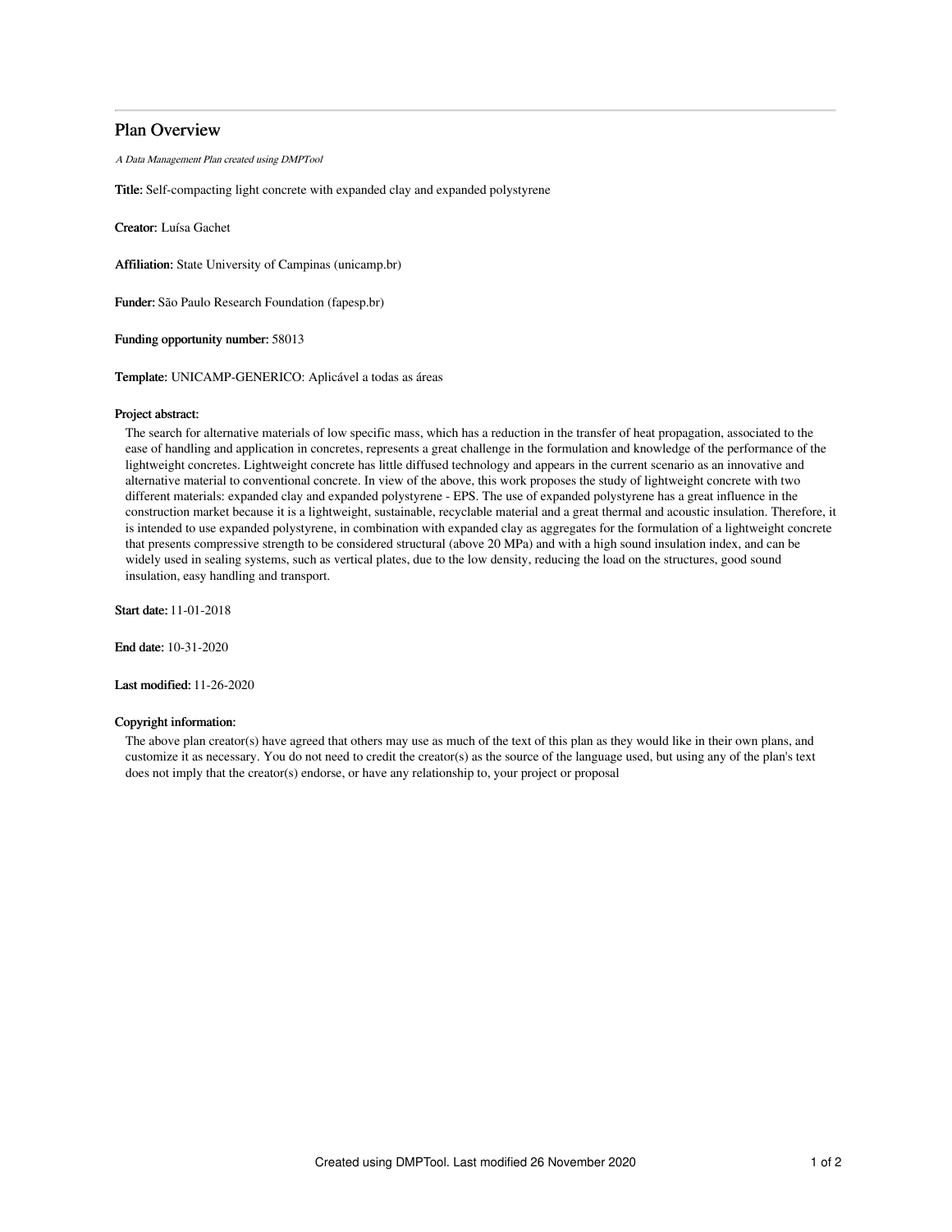# Plan Overview

*A Data Management Plan created using DMPTool*

**Title:** Self-compacting light concrete with expanded clay and expanded polystyrene

**Creator:** Luísa Gachet

**Affiliation:** State University of Campinas (unicamp.br)

**Funder:** São Paulo Research Foundation (fapesp.br)

**Funding opportunity number:** 58013

**Template:** UNICAMP-GENERICO: Aplicável a todas as áreas

**Project abstract:**

The search for alternative materials of low specific mass, which has a reduction in the transfer of heat propagation, associated to the ease of handling and application in concretes, represents a great challenge in the formulation and knowledge of the performance of the lightweight concretes. Lightweight concrete has little diffused technology and appears in the current scenario as an innovative and alternative material to conventional concrete. In view of the above, this work proposes the study of lightweight concrete with two different materials: expanded clay and expanded polystyrene - EPS. The use of expanded polystyrene has a great influence in the construction market because it is a lightweight, sustainable, recyclable material and a great thermal and acoustic insulation. Therefore, it is intended to use expanded polystyrene, in combination with expanded clay as aggregates for the formulation of a lightweight concrete that presents compressive strength to be considered structural (above 20 MPa) and with a high sound insulation index, and can be widely used in sealing systems, such as vertical plates, due to the low density, reducing the load on the structures, good sound insulation, easy handling and transport.

**Start date:** 11-01-2018

**End date:** 10-31-2020

**Last modified:** 11-26-2020

**Copyright information:**

The above plan creator(s) have agreed that others may use as much of the text of this plan as they would like in their own plans, and customize it as necessary. You do not need to credit the creator(s) as the source of the language used, but using any of the plan's text does not imply that the creator(s) endorse, or have any relationship to, your project or proposal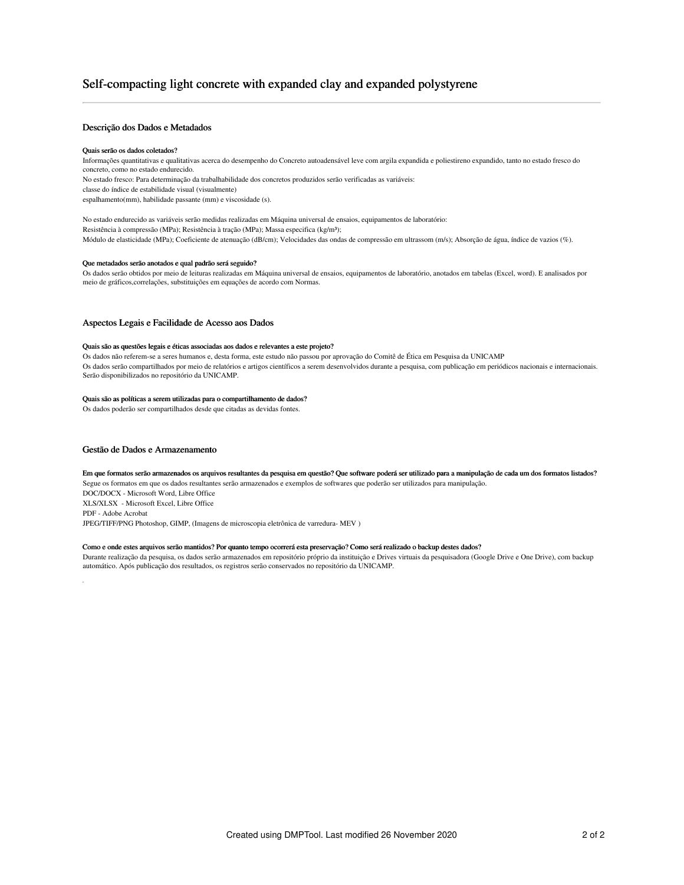# Self-compacting light concrete with expanded clay and expanded polystyrene

## Descrição dos Dados e Metadados

**Quais serão os dados coletados?**

Informações quantitativas e qualitativas acerca do desempenho do Concreto autoadensável leve com argila expandida e poliestireno expandido, tanto no estado fresco do concreto, como no estado endurecido.

No estado fresco: Para determinação da trabalhabilidade dos concretos produzidos serão verificadas as variáveis:

classe do índice de estabilidade visual (visualmente)

espalhamento(mm), habilidade passante (mm) e viscosidade (s).

No estado endurecido as variáveis serão medidas realizadas em Máquina universal de ensaios, equipamentos de laboratório:

Resistência à compressão (MPa); Resistência à tração (MPa); Massa especifica (kg/m³);

Módulo de elasticidade (MPa); Coeficiente de atenuação (dB/cm); Velocidades das ondas de compressão em ultrassom (m/s); Absorção de água, índice de vazios (%).

**Que metadados serão anotados e qual padrão será seguido?**

Os dados serão obtidos por meio de leituras realizadas em Máquina universal de ensaios, equipamentos de laboratório, anotados em tabelas (Excel, word). E analisados por meio de gráficos,correlações, substituições em equações de acordo com Normas.

## Aspectos Legais e Facilidade de Acesso aos Dados

**Quais são as questões legais e éticas associadas aos dados e relevantes a este projeto?**

Os dados não referem-se a seres humanos e, desta forma, este estudo não passou por aprovação do Comitê de Ética em Pesquisa da UNICAMP

Os dados serão compartilhados por meio de relatórios e artigos científicos a serem desenvolvidos durante a pesquisa, com publicação em periódicos nacionais e internacionais. Serão disponibilizados no repositório da UNICAMP.

**Quais são as políticas a serem utilizadas para o compartilhamento de dados?**

Os dados poderão ser compartilhados desde que citadas as devidas fontes.

## Gestão de Dados e Armazenamento

**Em que formatos serão armazenados os arquivos resultantes da pesquisa em questão? Que software poderá ser utilizado para a manipulação de cada um dos formatos listados?**

Segue os formatos em que os dados resultantes serão armazenados e exemplos de softwares que poderão ser utilizados para manipulação.

DOC/DOCX - Microsoft Word, Libre Office

XLS/XLSX - Microsoft Excel, Libre Office

PDF - Adobe Acrobat

JPEG/TIFF/PNG Photoshop, GIMP, (Imagens de microscopia eletrônica de varredura- MEV )

**Como e onde estes arquivos serão mantidos? Por quanto tempo ocorrerá esta preservação? Como será realizado o backup destes dados?**

Durante realização da pesquisa, os dados serão armazenados em repositório próprio da instituição e Drives virtuais da pesquisadora (Google Drive e One Drive), com backup automático. Após publicação dos resultados, os registros serão conservados no repositório da UNICAMP.

Created using DMPTool. Last modified 26 November 2020